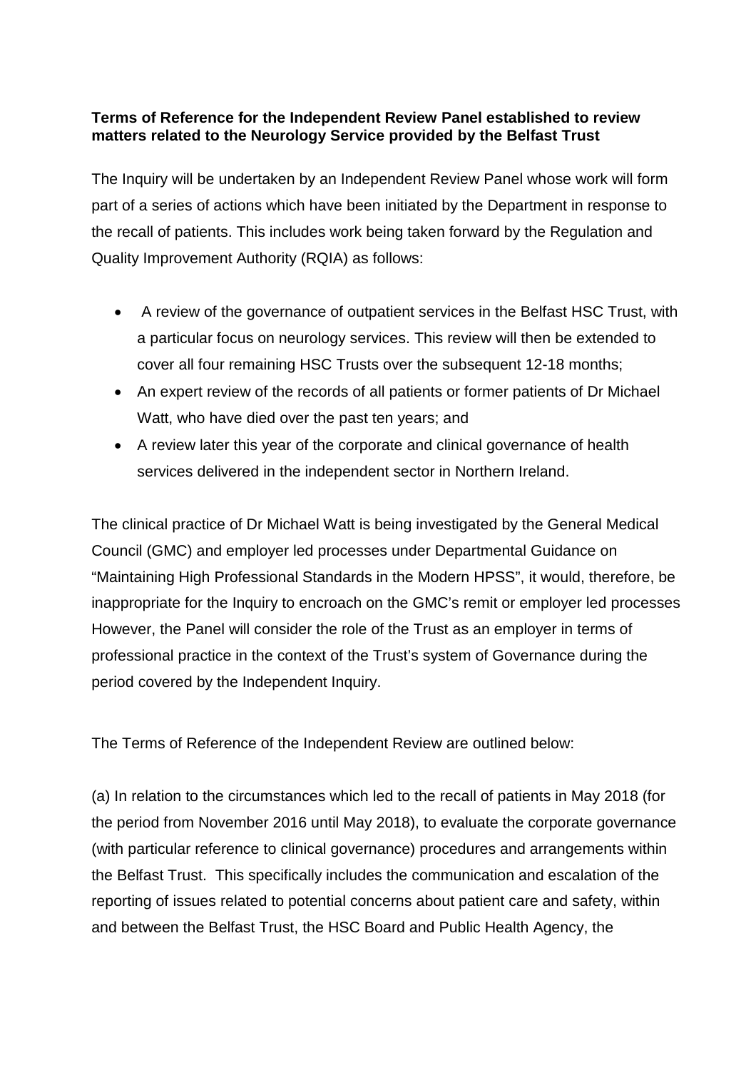**Terms of Reference for the Independent Review Panel established to review matters related to the Neurology Service provided by the Belfast Trust**

The Inquiry will be undertaken by an Independent Review Panel whose work will form part of a series of actions which have been initiated by the Department in response to the recall of patients. This includes work being taken forward by the Regulation and Quality Improvement Authority (RQIA) as follows:

- A review of the governance of outpatient services in the Belfast HSC Trust, with a particular focus on neurology services. This review will then be extended to cover all four remaining HSC Trusts over the subsequent 12-18 months;
- An expert review of the records of all patients or former patients of Dr Michael Watt, who have died over the past ten years; and
- A review later this year of the corporate and clinical governance of health services delivered in the independent sector in Northern Ireland.

The clinical practice of Dr Michael Watt is being investigated by the General Medical Council (GMC) and employer led processes under Departmental Guidance on "Maintaining High Professional Standards in the Modern HPSS", it would, therefore, be inappropriate for the Inquiry to encroach on the GMC's remit or employer led processes However, the Panel will consider the role of the Trust as an employer in terms of professional practice in the context of the Trust's system of Governance during the period covered by the Independent Inquiry.

The Terms of Reference of the Independent Review are outlined below:

(a) In relation to the circumstances which led to the recall of patients in May 2018 (for the period from November 2016 until May 2018), to evaluate the corporate governance (with particular reference to clinical governance) procedures and arrangements within the Belfast Trust. This specifically includes the communication and escalation of the reporting of issues related to potential concerns about patient care and safety, within and between the Belfast Trust, the HSC Board and Public Health Agency, the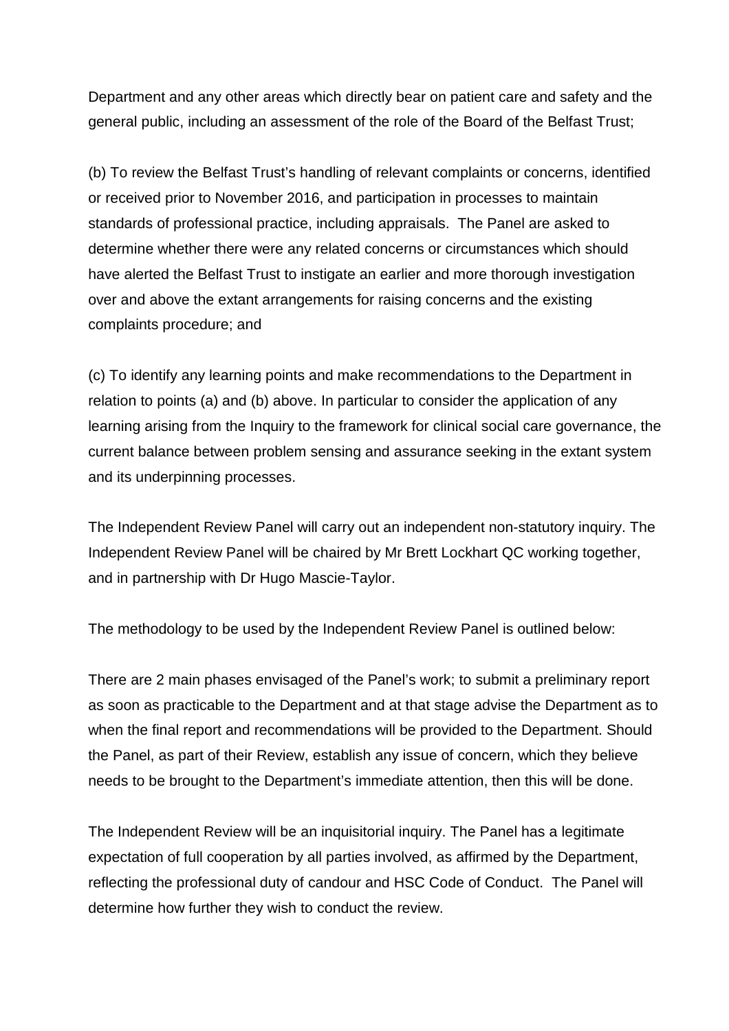Department and any other areas which directly bear on patient care and safety and the general public, including an assessment of the role of the Board of the Belfast Trust;

(b) To review the Belfast Trust's handling of relevant complaints or concerns, identified or received prior to November 2016, and participation in processes to maintain standards of professional practice, including appraisals. The Panel are asked to determine whether there were any related concerns or circumstances which should have alerted the Belfast Trust to instigate an earlier and more thorough investigation over and above the extant arrangements for raising concerns and the existing complaints procedure; and

(c) To identify any learning points and make recommendations to the Department in relation to points (a) and (b) above. In particular to consider the application of any learning arising from the Inquiry to the framework for clinical social care governance, the current balance between problem sensing and assurance seeking in the extant system and its underpinning processes.

The Independent Review Panel will carry out an independent non-statutory inquiry. The Independent Review Panel will be chaired by Mr Brett Lockhart QC working together, and in partnership with Dr Hugo Mascie-Taylor.

The methodology to be used by the Independent Review Panel is outlined below:

There are 2 main phases envisaged of the Panel's work; to submit a preliminary report as soon as practicable to the Department and at that stage advise the Department as to when the final report and recommendations will be provided to the Department. Should the Panel, as part of their Review, establish any issue of concern, which they believe needs to be brought to the Department's immediate attention, then this will be done.

The Independent Review will be an inquisitorial inquiry. The Panel has a legitimate expectation of full cooperation by all parties involved, as affirmed by the Department, reflecting the professional duty of candour and HSC Code of Conduct. The Panel will determine how further they wish to conduct the review.